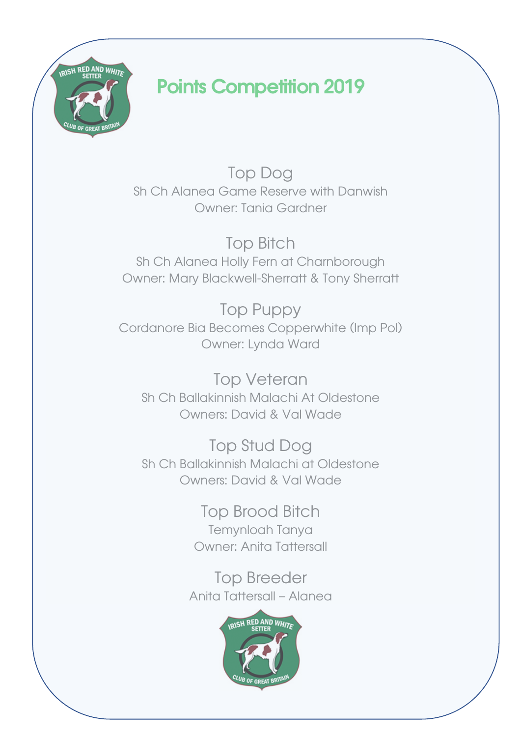# Points Competition 2019

## Top Dog

Sh Ch Alanea Game Reserve with Danwish
Owner: Tania Gardner

## Top Bitch

Sh Ch Alanea Holly Fern at Charnborough
Owner: Mary Blackwell-Sherratt & Tony Sherratt

## Top Puppy

Cordanore Bia Becomes Copperwhite (Imp Pol)
Owner: Lynda Ward

## Top Veteran

Sh Ch Ballakinnish Malachi At Oldestone
Owners: David & Val Wade

## Top Stud Dog

Sh Ch Ballakinnish Malachi at Oldestone
Owners: David & Val Wade

## Top Brood Bitch

Temynloah Tanya
Owner: Anita Tattersall

## Top Breeder

Anita Tattersall – Alanea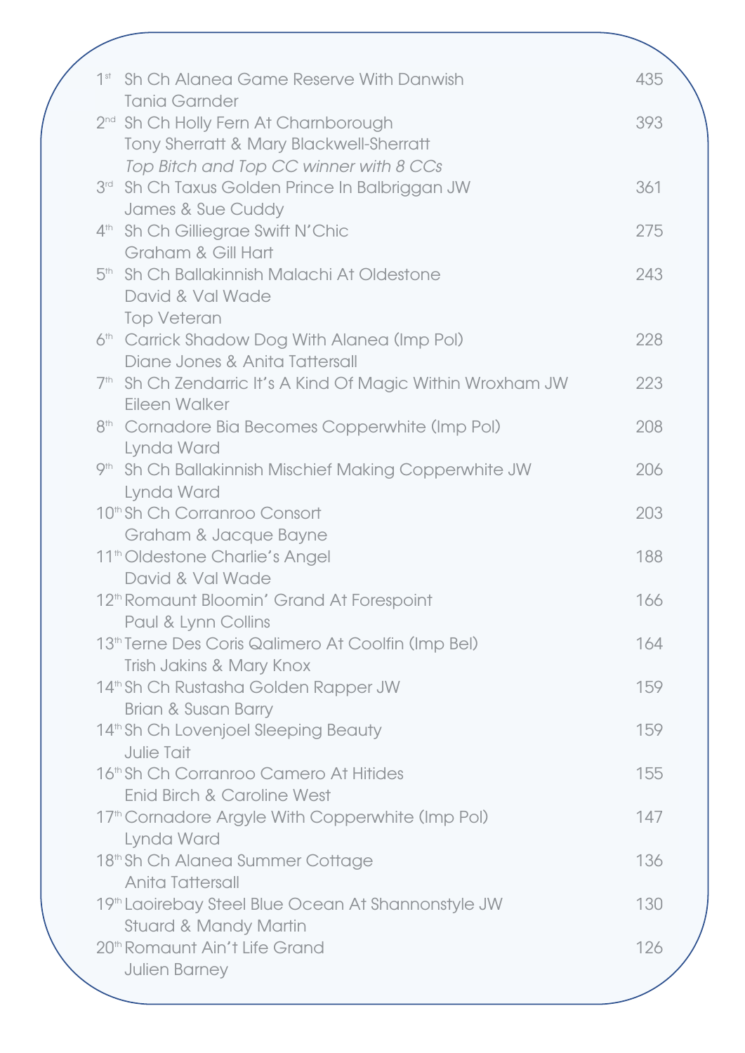| Position | Dog / Owner | Points |
|---|---|---|
| 1st | Sh Ch Alanea Game Reserve With Danwish<br>Tania Garnder | 435 |
| 2nd | Sh Ch Holly Fern At Charnborough<br>Tony Sherratt & Mary Blackwell-Sherratt<br>*Top Bitch and Top CC winner with 8 CCs* | 393 |
| 3rd | Sh Ch Taxus Golden Prince In Balbriggan JW<br>James & Sue Cuddy | 361 |
| 4th | Sh Ch Gilliegrae Swift N'Chic<br>Graham & Gill Hart | 275 |
| 5th | Sh Ch Ballakinnish Malachi At Oldestone<br>David & Val Wade<br>Top Veteran | 243 |
| 6th | Carrick Shadow Dog With Alanea (Imp Pol)<br>Diane Jones & Anita Tattersall | 228 |
| 7th | Sh Ch Zendarric It's A Kind Of Magic Within Wroxham JW<br>Eileen Walker | 223 |
| 8th | Cornadore Bia Becomes Copperwhite (Imp Pol)<br>Lynda Ward | 208 |
| 9th | Sh Ch Ballakinnish Mischief Making Copperwhite JW<br>Lynda Ward | 206 |
| 10th | Sh Ch Corranroo Consort<br>Graham & Jacque Bayne | 203 |
| 11th | Oldestone Charlie's Angel<br>David & Val Wade | 188 |
| 12th | Romaunt Bloomin' Grand At Forespoint<br>Paul & Lynn Collins | 166 |
| 13th | Terne Des Coris Qalimero At Coolfin (Imp Bel)<br>Trish Jakins & Mary Knox | 164 |
| 14th | Sh Ch Rustasha Golden Rapper JW<br>Brian & Susan Barry | 159 |
| 14th | Sh Ch Lovenjoel Sleeping Beauty<br>Julie Tait | 159 |
| 16th | Sh Ch Corranroo Camero At Hitides<br>Enid Birch & Caroline West | 155 |
| 17th | Cornadore Argyle With Copperwhite (Imp Pol)<br>Lynda Ward | 147 |
| 18th | Sh Ch Alanea Summer Cottage<br>Anita Tattersall | 136 |
| 19th | Laoirebay Steel Blue Ocean At Shannonstyle JW<br>Stuard & Mandy Martin | 130 |
| 20th | Romaunt Ain't Life Grand<br>Julien Barney | 126 |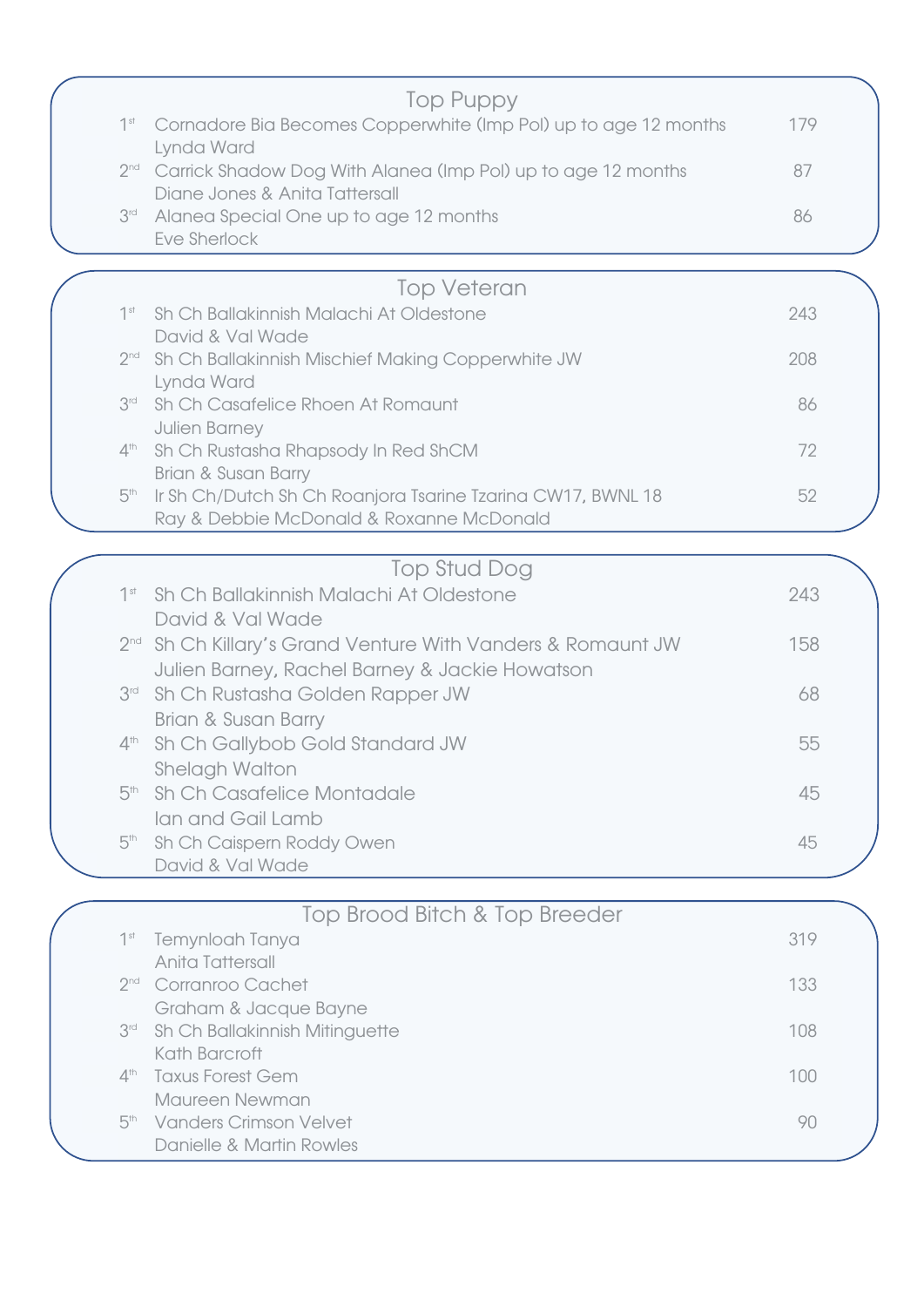## Top Puppy

| | | |
|---|---|---|
| 1st | Cornadore Bia Becomes Copperwhite (Imp Pol) up to age 12 months<br>Lynda Ward | 179 |
| 2nd | Carrick Shadow Dog With Alanea (Imp Pol) up to age 12 months<br>Diane Jones & Anita Tattersall | 87 |
| 3rd | Alanea Special One up to age 12 months<br>Eve Sherlock | 86 |

## Top Veteran

| | | |
|---|---|---|
| 1st | Sh Ch Ballakinnish Malachi At Oldestone<br>David & Val Wade | 243 |
| 2nd | Sh Ch Ballakinnish Mischief Making Copperwhite JW<br>Lynda Ward | 208 |
| 3rd | Sh Ch Casafelice Rhoen At Romaunt<br>Julien Barney | 86 |
| 4th | Sh Ch Rustasha Rhapsody In Red ShCM<br>Brian & Susan Barry | 72 |
| 5th | Ir Sh Ch/Dutch Sh Ch Roanjora Tsarine Tzarina CW17, BWNL 18<br>Ray & Debbie McDonald & Roxanne McDonald | 52 |

## Top Stud Dog

| | | |
|---|---|---|
| 1st | Sh Ch Ballakinnish Malachi At Oldestone<br>David & Val Wade | 243 |
| 2nd | Sh Ch Killary's Grand Venture With Vanders & Romaunt JW<br>Julien Barney, Rachel Barney & Jackie Howatson | 158 |
| 3rd | Sh Ch Rustasha Golden Rapper JW<br>Brian & Susan Barry | 68 |
| 4th | Sh Ch Gallybob Gold Standard JW<br>Shelagh Walton | 55 |
| 5th | Sh Ch Casafelice Montadale<br>Ian and Gail Lamb | 45 |
| 5th | Sh Ch Caispern Roddy Owen<br>David & Val Wade | 45 |

## Top Brood Bitch & Top Breeder

| | | |
|---|---|---|
| 1st | Temynloah Tanya<br>Anita Tattersall | 319 |
| 2nd | Corranroo Cachet<br>Graham & Jacque Bayne | 133 |
| 3rd | Sh Ch Ballakinnish Mitinguette<br>Kath Barcroft | 108 |
| 4th | Taxus Forest Gem<br>Maureen Newman | 100 |
| 5th | Vanders Crimson Velvet<br>Danielle & Martin Rowles | 90 |